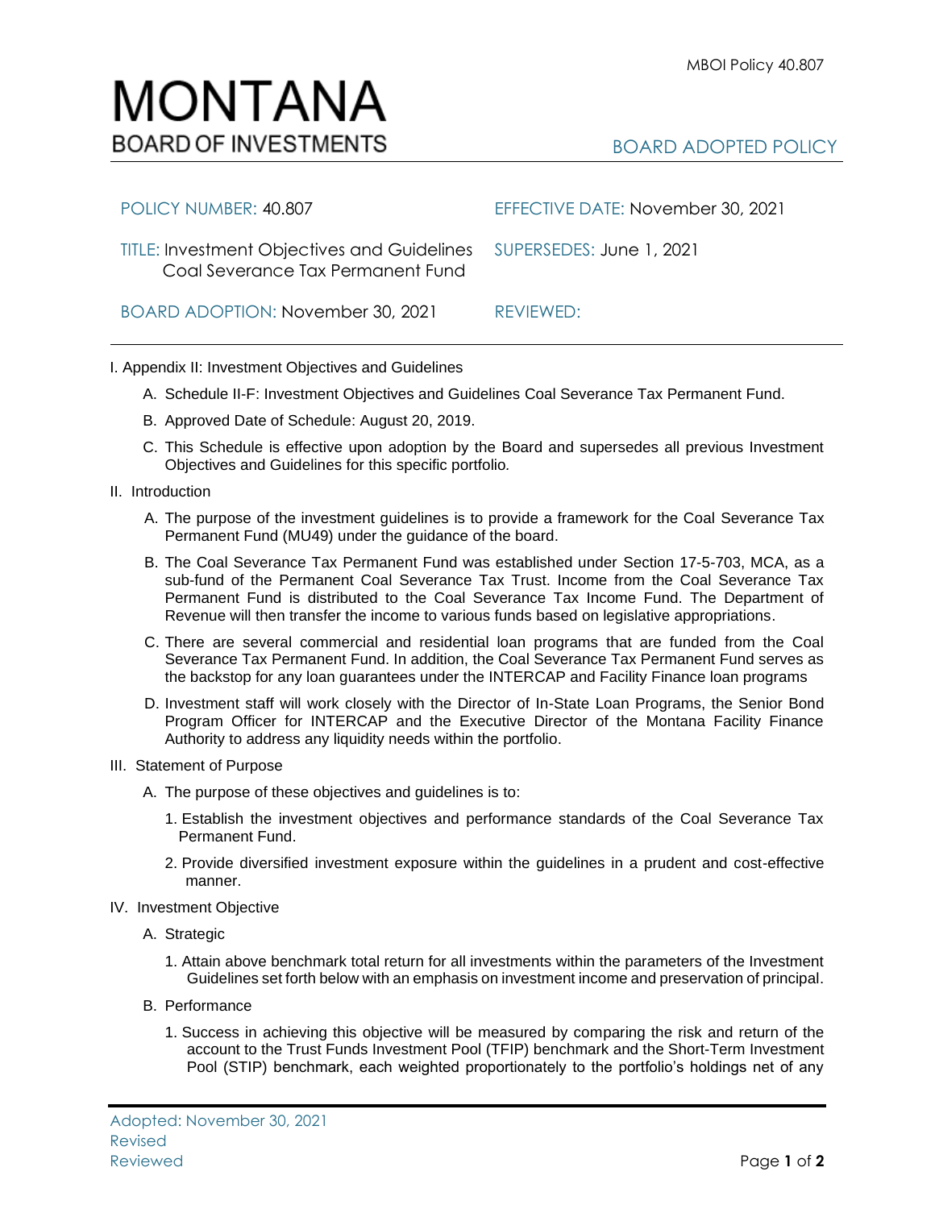MBOI Policy 40.807

# MONTANA
## BOARD OF INVESTMENTS

BOARD ADOPTED POLICY

| | |
|---|---|
| POLICY NUMBER: 40.807 | EFFECTIVE DATE: November 30, 2021 |
| TITLE: Investment Objectives and Guidelines Coal Severance Tax Permanent Fund | SUPERSEDES: June 1, 2021 |
| BOARD ADOPTION: November 30, 2021 | REVIEWED: |

I. Appendix II: Investment Objectives and Guidelines

   A. Schedule II-F: Investment Objectives and Guidelines Coal Severance Tax Permanent Fund.

   B. Approved Date of Schedule: August 20, 2019.

   C. This Schedule is effective upon adoption by the Board and supersedes all previous Investment Objectives and Guidelines for this specific portfolio.

II. Introduction

   A. The purpose of the investment guidelines is to provide a framework for the Coal Severance Tax Permanent Fund (MU49) under the guidance of the board.

   B. The Coal Severance Tax Permanent Fund was established under Section 17-5-703, MCA, as a sub-fund of the Permanent Coal Severance Tax Trust. Income from the Coal Severance Tax Permanent Fund is distributed to the Coal Severance Tax Income Fund. The Department of Revenue will then transfer the income to various funds based on legislative appropriations.

   C. There are several commercial and residential loan programs that are funded from the Coal Severance Tax Permanent Fund. In addition, the Coal Severance Tax Permanent Fund serves as the backstop for any loan guarantees under the INTERCAP and Facility Finance loan programs

   D. Investment staff will work closely with the Director of In-State Loan Programs, the Senior Bond Program Officer for INTERCAP and the Executive Director of the Montana Facility Finance Authority to address any liquidity needs within the portfolio.

III. Statement of Purpose

   A. The purpose of these objectives and guidelines is to:

      1. Establish the investment objectives and performance standards of the Coal Severance Tax Permanent Fund.

      2. Provide diversified investment exposure within the guidelines in a prudent and cost-effective manner.

IV. Investment Objective

   A. Strategic

      1. Attain above benchmark total return for all investments within the parameters of the Investment Guidelines set forth below with an emphasis on investment income and preservation of principal.

   B. Performance

      1. Success in achieving this objective will be measured by comparing the risk and return of the account to the Trust Funds Investment Pool (TFIP) benchmark and the Short-Term Investment Pool (STIP) benchmark, each weighted proportionately to the portfolio's holdings net of any

Adopted: November 30, 2021
Revised
Reviewed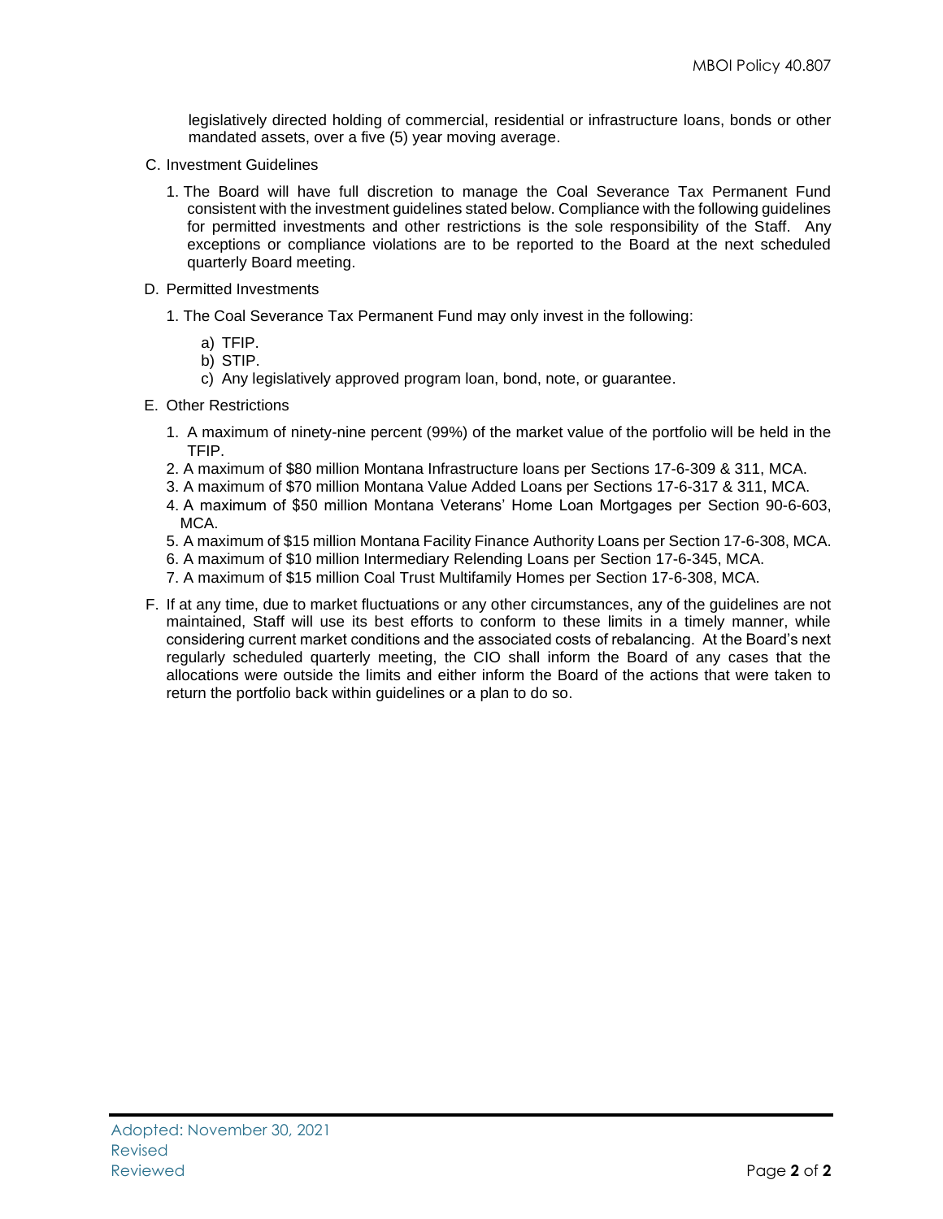legislatively directed holding of commercial, residential or infrastructure loans, bonds or other mandated assets, over a five (5) year moving average.

C. Investment Guidelines

1. The Board will have full discretion to manage the Coal Severance Tax Permanent Fund consistent with the investment guidelines stated below. Compliance with the following guidelines for permitted investments and other restrictions is the sole responsibility of the Staff. Any exceptions or compliance violations are to be reported to the Board at the next scheduled quarterly Board meeting.

D. Permitted Investments

1. The Coal Severance Tax Permanent Fund may only invest in the following:

   a) TFIP.
   b) STIP.
   c) Any legislatively approved program loan, bond, note, or guarantee.

E. Other Restrictions

1. A maximum of ninety-nine percent (99%) of the market value of the portfolio will be held in the TFIP.
2. A maximum of $80 million Montana Infrastructure loans per Sections 17-6-309 & 311, MCA.
3. A maximum of $70 million Montana Value Added Loans per Sections 17-6-317 & 311, MCA.
4. A maximum of $50 million Montana Veterans' Home Loan Mortgages per Section 90-6-603, MCA.
5. A maximum of $15 million Montana Facility Finance Authority Loans per Section 17-6-308, MCA.
6. A maximum of $10 million Intermediary Relending Loans per Section 17-6-345, MCA.
7. A maximum of $15 million Coal Trust Multifamily Homes per Section 17-6-308, MCA.

F. If at any time, due to market fluctuations or any other circumstances, any of the guidelines are not maintained, Staff will use its best efforts to conform to these limits in a timely manner, while considering current market conditions and the associated costs of rebalancing. At the Board's next regularly scheduled quarterly meeting, the CIO shall inform the Board of any cases that the allocations were outside the limits and either inform the Board of the actions that were taken to return the portfolio back within guidelines or a plan to do so.

Adopted: November 30, 2021
Revised
Reviewed